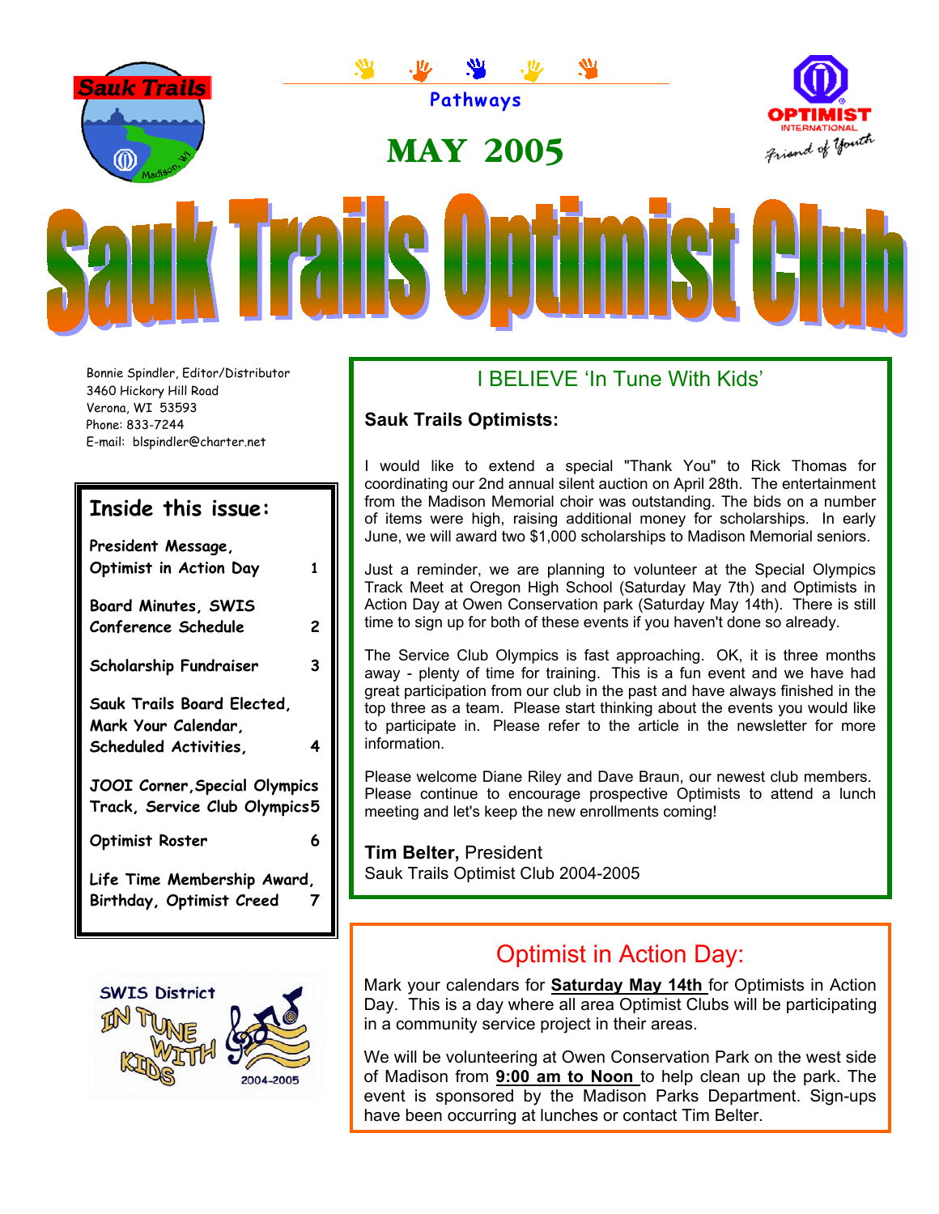Pathways

MAY 2005

# Sauk Trails Optimist Club

Bonnie Spindler, Editor/Distributor
3460 Hickory Hill Road
Verona, WI 53593
Phone: 833-7244
E-mail: blspindler@charter.net

## Inside this issue:

| | |
|---|---|
| President Message, Optimist in Action Day | 1 |
| Board Minutes, SWIS Conference Schedule | 2 |
| Scholarship Fundraiser | 3 |
| Sauk Trails Board Elected, Mark Your Calendar, Scheduled Activities, | 4 |
| JOOI Corner, Special Olympics Track, Service Club Olympics | 5 |
| Optimist Roster | 6 |
| Life Time Membership Award, Birthday, Optimist Creed | 7 |

## I BELIEVE 'In Tune With Kids'

**Sauk Trails Optimists:**

I would like to extend a special "Thank You" to Rick Thomas for coordinating our 2nd annual silent auction on April 28th. The entertainment from the Madison Memorial choir was outstanding. The bids on a number of items were high, raising additional money for scholarships. In early June, we will award two $1,000 scholarships to Madison Memorial seniors.

Just a reminder, we are planning to volunteer at the Special Olympics Track Meet at Oregon High School (Saturday May 7th) and Optimists in Action Day at Owen Conservation park (Saturday May 14th). There is still time to sign up for both of these events if you haven't done so already.

The Service Club Olympics is fast approaching. OK, it is three months away - plenty of time for training. This is a fun event and we have had great participation from our club in the past and have always finished in the top three as a team. Please start thinking about the events you would like to participate in. Please refer to the article in the newsletter for more information.

Please welcome Diane Riley and Dave Braun, our newest club members. Please continue to encourage prospective Optimists to attend a lunch meeting and let's keep the new enrollments coming!

**Tim Belter,** President
Sauk Trails Optimist Club 2004-2005

## Optimist in Action Day:

Mark your calendars for **Saturday May 14th** for Optimists in Action Day. This is a day where all area Optimist Clubs will be participating in a community service project in their areas.

We will be volunteering at Owen Conservation Park on the west side of Madison from **9:00 am to Noon** to help clean up the park. The event is sponsored by the Madison Parks Department. Sign-ups have been occurring at lunches or contact Tim Belter.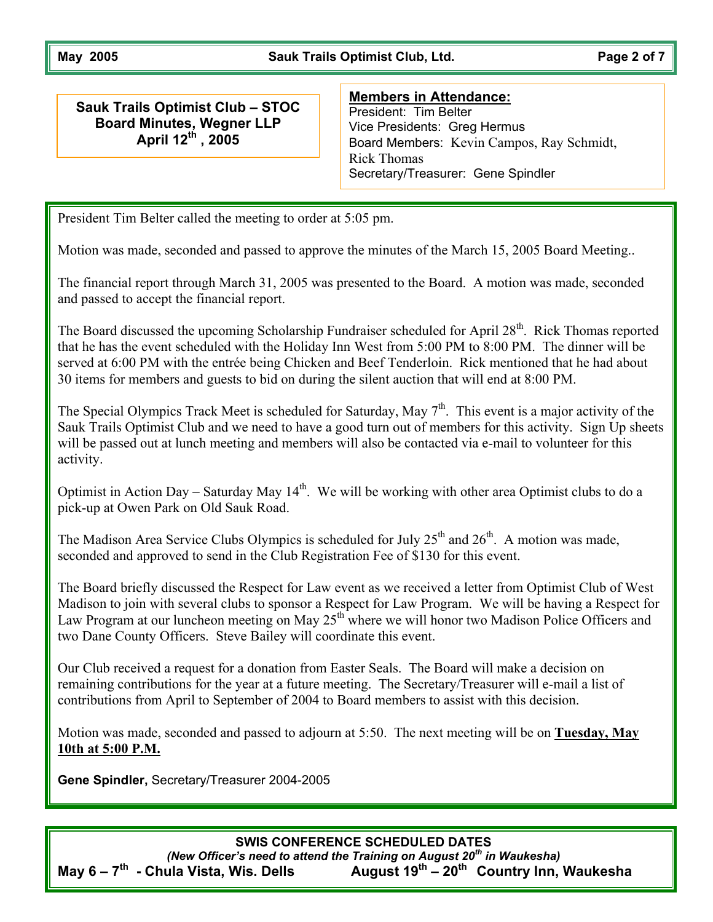## Sauk Trails Optimist Club – STOC
## Board Minutes, Wegner LLP
## April 12th, 2005

**Members in Attendance:**
President: Tim Belter
Vice Presidents: Greg Hermus
Board Members: Kevin Campos, Ray Schmidt, Rick Thomas
Secretary/Treasurer: Gene Spindler

President Tim Belter called the meeting to order at 5:05 pm.

Motion was made, seconded and passed to approve the minutes of the March 15, 2005 Board Meeting..

The financial report through March 31, 2005 was presented to the Board. A motion was made, seconded and passed to accept the financial report.

The Board discussed the upcoming Scholarship Fundraiser scheduled for April 28th. Rick Thomas reported that he has the event scheduled with the Holiday Inn West from 5:00 PM to 8:00 PM. The dinner will be served at 6:00 PM with the entrée being Chicken and Beef Tenderloin. Rick mentioned that he had about 30 items for members and guests to bid on during the silent auction that will end at 8:00 PM.

The Special Olympics Track Meet is scheduled for Saturday, May 7th. This event is a major activity of the Sauk Trails Optimist Club and we need to have a good turn out of members for this activity. Sign Up sheets will be passed out at lunch meeting and members will also be contacted via e-mail to volunteer for this activity.

Optimist in Action Day – Saturday May 14th. We will be working with other area Optimist clubs to do a pick-up at Owen Park on Old Sauk Road.

The Madison Area Service Clubs Olympics is scheduled for July 25th and 26th. A motion was made, seconded and approved to send in the Club Registration Fee of $130 for this event.

The Board briefly discussed the Respect for Law event as we received a letter from Optimist Club of West Madison to join with several clubs to sponsor a Respect for Law Program. We will be having a Respect for Law Program at our luncheon meeting on May 25th where we will honor two Madison Police Officers and two Dane County Officers. Steve Bailey will coordinate this event.

Our Club received a request for a donation from Easter Seals. The Board will make a decision on remaining contributions for the year at a future meeting. The Secretary/Treasurer will e-mail a list of contributions from April to September of 2004 to Board members to assist with this decision.

Motion was made, seconded and passed to adjourn at 5:50. The next meeting will be on **Tuesday, May 10th at 5:00 P.M.**

**Gene Spindler,** Secretary/Treasurer 2004-2005

**SWIS CONFERENCE SCHEDULED DATES**
***(New Officer's need to attend the Training on August 20th in Waukesha)***
**May 6 – 7th - Chula Vista, Wis. Dells** | **August 19th – 20th Country Inn, Waukesha**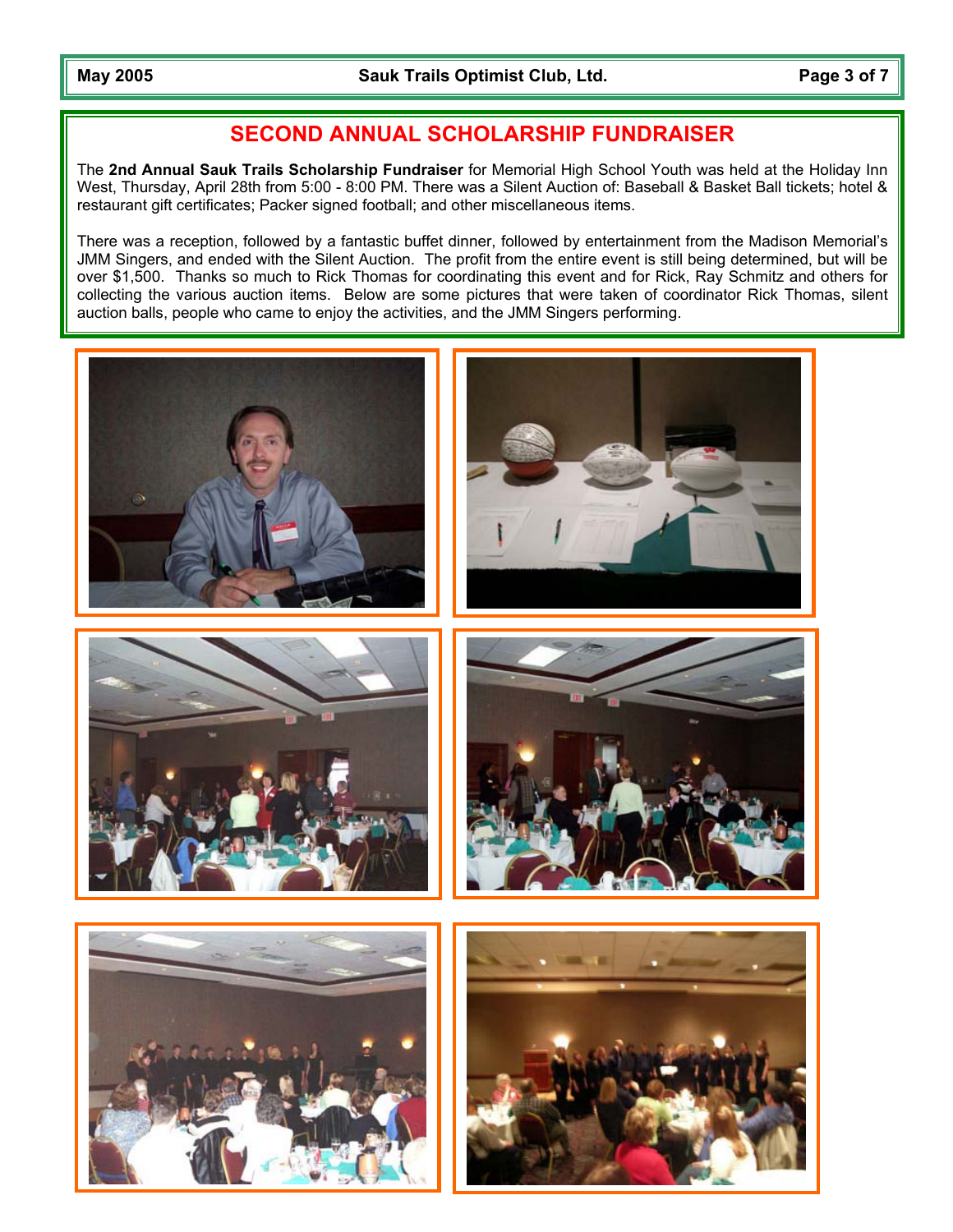## SECOND ANNUAL SCHOLARSHIP FUNDRAISER

The **2nd Annual Sauk Trails Scholarship Fundraiser** for Memorial High School Youth was held at the Holiday Inn West, Thursday, April 28th from 5:00 - 8:00 PM. There was a Silent Auction of: Baseball & Basket Ball tickets; hotel & restaurant gift certificates; Packer signed football; and other miscellaneous items.

There was a reception, followed by a fantastic buffet dinner, followed by entertainment from the Madison Memorial's JMM Singers, and ended with the Silent Auction. The profit from the entire event is still being determined, but will be over $1,500. Thanks so much to Rick Thomas for coordinating this event and for Rick, Ray Schmitz and others for collecting the various auction items. Below are some pictures that were taken of coordinator Rick Thomas, silent auction balls, people who came to enjoy the activities, and the JMM Singers performing.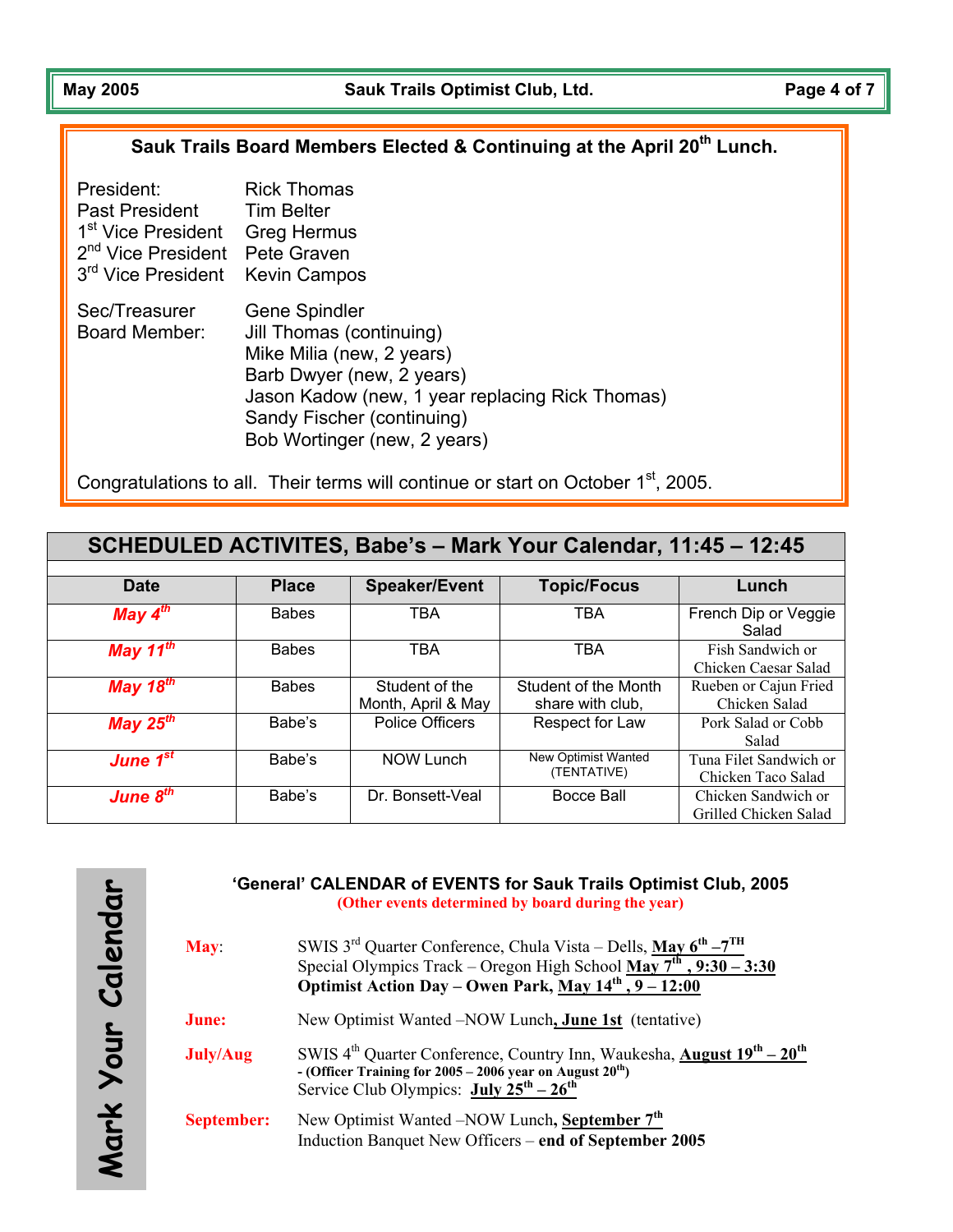## Sauk Trails Board Members Elected & Continuing at the April 20th Lunch.

| | |
|---|---|
| President: | Rick Thomas |
| Past President | Tim Belter |
| 1st Vice President | Greg Hermus |
| 2nd Vice President | Pete Graven |
| 3rd Vice President | Kevin Campos |
| Sec/Treasurer | Gene Spindler |
| Board Member: | Jill Thomas (continuing) |
| | Mike Milia (new, 2 years) |
| | Barb Dwyer (new, 2 years) |
| | Jason Kadow (new, 1 year replacing Rick Thomas) |
| | Sandy Fischer (continuing) |
| | Bob Wortinger (new, 2 years) |

Congratulations to all. Their terms will continue or start on October 1st, 2005.

## SCHEDULED ACTIVITES, Babe's – Mark Your Calendar, 11:45 – 12:45

| Date | Place | Speaker/Event | Topic/Focus | Lunch |
|---|---|---|---|---|
| ***May 4th*** | Babes | TBA | TBA | French Dip or Veggie Salad |
| ***May 11th*** | Babes | TBA | TBA | Fish Sandwich or Chicken Caesar Salad |
| ***May 18th*** | Babes | Student of the Month, April & May | Student of the Month share with club, | Rueben or Cajun Fried Chicken Salad |
| ***May 25th*** | Babe's | Police Officers | Respect for Law | Pork Salad or Cobb Salad |
| ***June 1st*** | Babe's | NOW Lunch | New Optimist Wanted (TENTATIVE) | Tuna Filet Sandwich or Chicken Taco Salad |
| ***June 8th*** | Babe's | Dr. Bonsett-Veal | Bocce Ball | Chicken Sandwich or Grilled Chicken Salad |

## Mark Your Calendar

### 'General' CALENDAR of EVENTS for Sauk Trails Optimist Club, 2005

**(Other events determined by board during the year)**

**May**:
SWIS 3rd Quarter Conference, Chula Vista – Dells, **May 6th –7TH**
Special Olympics Track – Oregon High School **May 7th , 9:30 – 3:30**
**Optimist Action Day – Owen Park, May 14th , 9 – 12:00**

**June:**
New Optimist Wanted –NOW Lunch**, June 1st** (tentative)

**July/Aug**
SWIS 4th Quarter Conference, Country Inn, Waukesha, **August 19th – 20th**
**- (Officer Training for 2005 – 2006 year on August 20th)**
Service Club Olympics: **July 25th – 26th**

**September:**
New Optimist Wanted –NOW Lunch**, September 7th**
Induction Banquet New Officers – **end of September 2005**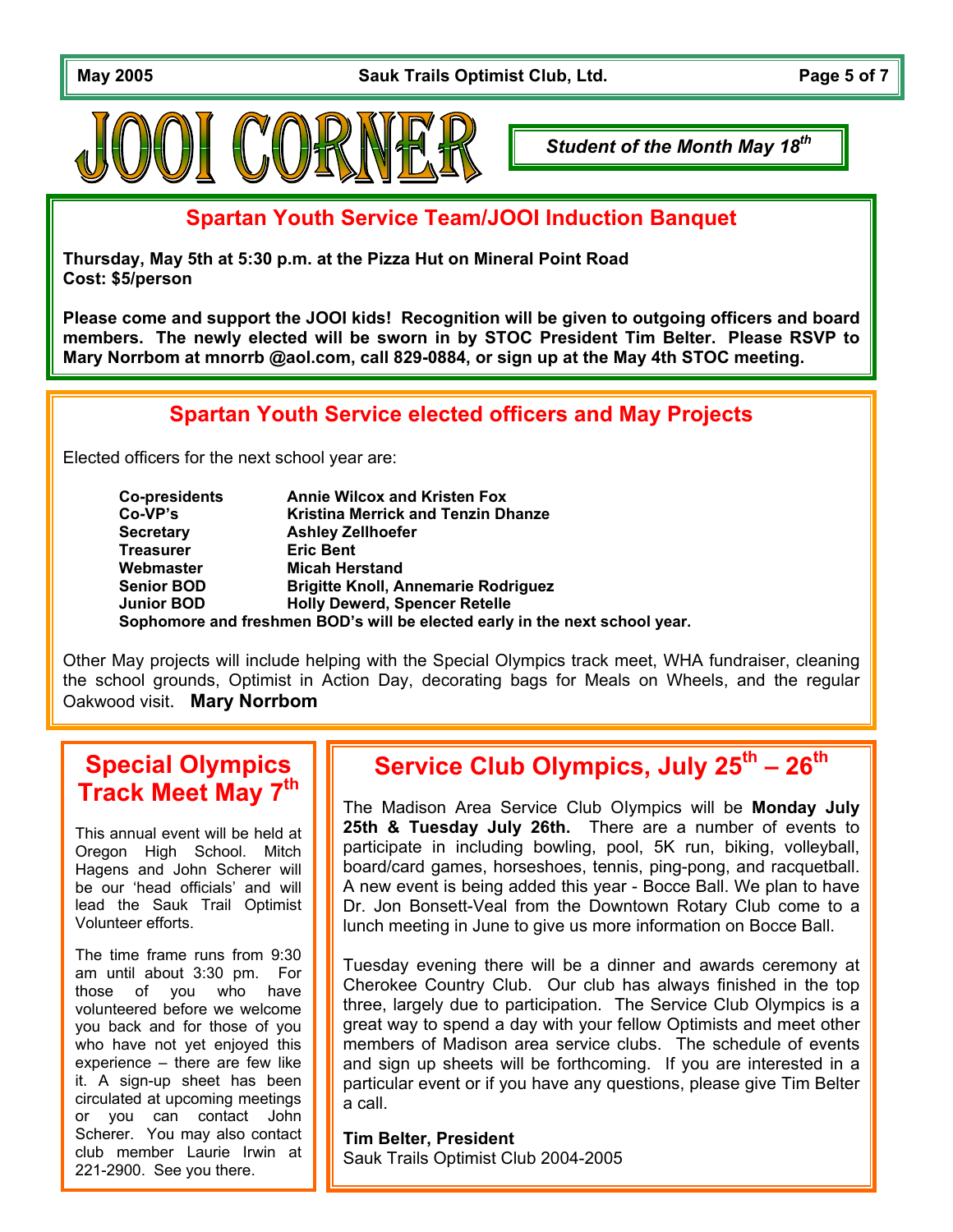# JOOI CORNER

*Student of the Month May 18th*

## Spartan Youth Service Team/JOOI Induction Banquet

**Thursday, May 5th at 5:30 p.m. at the Pizza Hut on Mineral Point Road**
**Cost: $5/person**

**Please come and support the JOOI kids! Recognition will be given to outgoing officers and board members. The newly elected will be sworn in by STOC President Tim Belter. Please RSVP to Mary Norrbom at mnorrb @aol.com, call 829-0884, or sign up at the May 4th STOC meeting.**

## Spartan Youth Service elected officers and May Projects

Elected officers for the next school year are:

| | |
|---|---|
| **Co-presidents** | **Annie Wilcox and Kristen Fox** |
| **Co-VP's** | **Kristina Merrick and Tenzin Dhanze** |
| **Secretary** | **Ashley Zellhoefer** |
| **Treasurer** | **Eric Bent** |
| **Webmaster** | **Micah Herstand** |
| **Senior BOD** | **Brigitte Knoll, Annemarie Rodriguez** |
| **Junior BOD** | **Holly Dewerd, Spencer Retelle** |

**Sophomore and freshmen BOD's will be elected early in the next school year.**

Other May projects will include helping with the Special Olympics track meet, WHA fundraiser, cleaning the school grounds, Optimist in Action Day, decorating bags for Meals on Wheels, and the regular Oakwood visit. **Mary Norrbom**

## Special Olympics Track Meet May 7th

This annual event will be held at Oregon High School. Mitch Hagens and John Scherer will be our 'head officials' and will lead the Sauk Trail Optimist Volunteer efforts.

The time frame runs from 9:30 am until about 3:30 pm. For those of you who have volunteered before we welcome you back and for those of you who have not yet enjoyed this experience – there are few like it. A sign-up sheet has been circulated at upcoming meetings or you can contact John Scherer. You may also contact club member Laurie Irwin at 221-2900. See you there.

## Service Club Olympics, July 25th – 26th

The Madison Area Service Club Olympics will be **Monday July 25th & Tuesday July 26th.** There are a number of events to participate in including bowling, pool, 5K run, biking, volleyball, board/card games, horseshoes, tennis, ping-pong, and racquetball. A new event is being added this year - Bocce Ball. We plan to have Dr. Jon Bonsett-Veal from the Downtown Rotary Club come to a lunch meeting in June to give us more information on Bocce Ball.

Tuesday evening there will be a dinner and awards ceremony at Cherokee Country Club. Our club has always finished in the top three, largely due to participation. The Service Club Olympics is a great way to spend a day with your fellow Optimists and meet other members of Madison area service clubs. The schedule of events and sign up sheets will be forthcoming. If you are interested in a particular event or if you have any questions, please give Tim Belter a call.

**Tim Belter, President**
Sauk Trails Optimist Club 2004-2005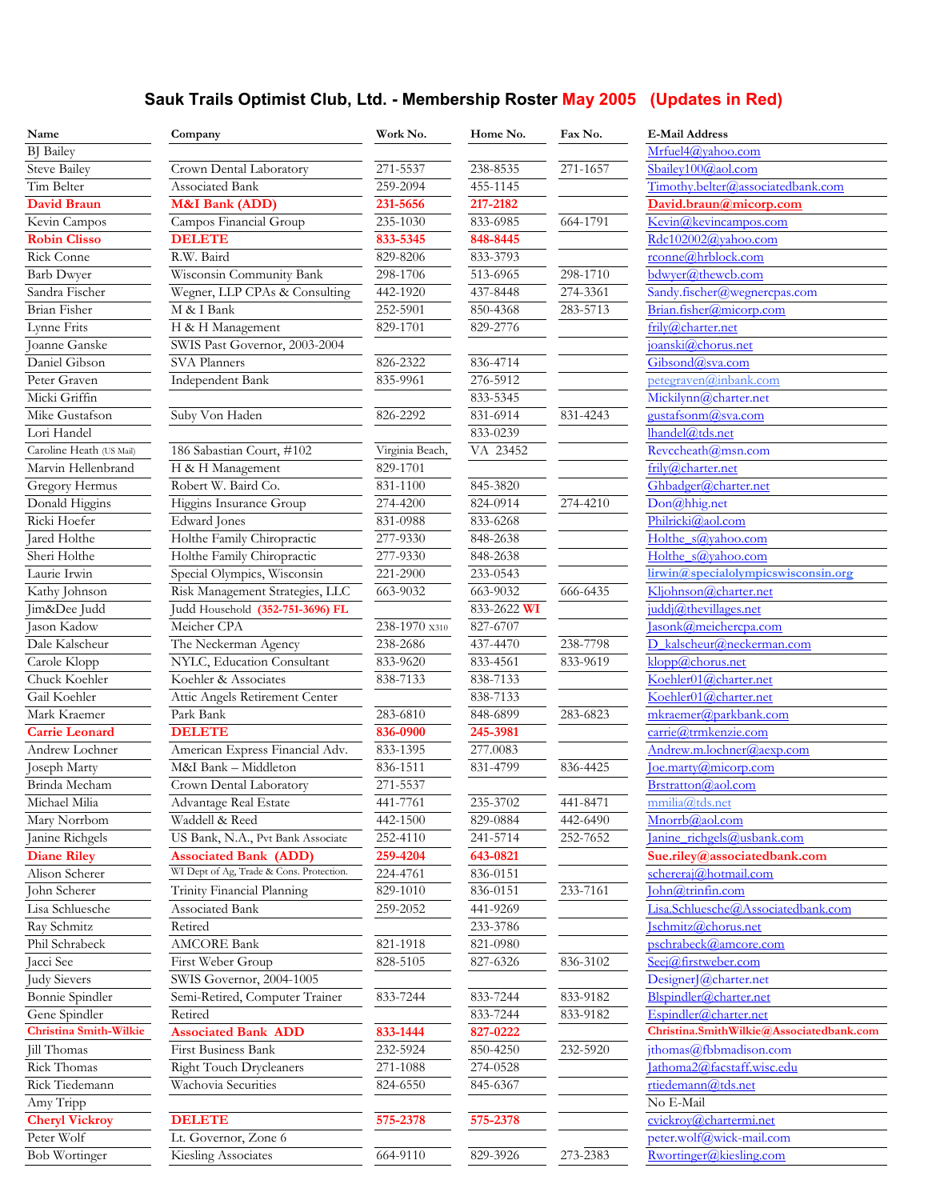# Sauk Trails Optimist Club, Ltd. - Membership Roster May 2005 (Updates in Red)

| Name | Company | Work No. | Home No. | Fax No. | E-Mail Address |
|---|---|---|---|---|---|
| BJ Bailey | | | | | Mrfuel4@yahoo.com |
| Steve Bailey | Crown Dental Laboratory | 271-5537 | 238-8535 | 271-1657 | Sbailey100@aol.com |
| Tim Belter | Associated Bank | 259-2094 | 455-1145 | | Timothy.belter@associatedbank.com |
| **David Braun** | **M&I Bank (ADD)** | **231-5656** | **217-2182** | | **David.braun@micorp.com** |
| Kevin Campos | Campos Financial Group | 235-1030 | 833-6985 | 664-1791 | Kevin@kevincampos.com |
| **Robin Clisso** | **DELETE** | **833-5345** | **848-8445** | | Rdc102002@yahoo.com |
| Rick Conne | R.W. Baird | 829-8206 | 833-3793 | | rconne@hrblock.com |
| Barb Dwyer | Wisconsin Community Bank | 298-1706 | 513-6965 | 298-1710 | bdwyer@thewcb.com |
| Sandra Fischer | Wegner, LLP CPAs & Consulting | 442-1920 | 437-8448 | 274-3361 | Sandy.fischer@wegnercpas.com |
| Brian Fisher | M & I Bank | 252-5901 | 850-4368 | 283-5713 | Brian.fisher@micorp.com |
| Lynne Frits | H & H Management | 829-1701 | 829-2776 | | frily@charter.net |
| Joanne Ganske | SWIS Past Governor, 2003-2004 | | | | joanski@chorus.net |
| Daniel Gibson | SVA Planners | 826-2322 | 836-4714 | | Gibsond@sva.com |
| Peter Graven | Independent Bank | 835-9961 | 276-5912 | | petegraven@inbank.com |
| Micki Griffin | | | 833-5345 | | Mickilynn@charter.net |
| Mike Gustafson | Suby Von Haden | 826-2292 | 831-6914 | 831-4243 | gustafsonm@sva.com |
| Lori Handel | | | 833-0239 | | lhandel@tds.net |
| Caroline Heath (US Mail) | 186 Sabastian Court, #102 | Virginia Beach, | VA 23452 | | Revcheath@msn.com |
| Marvin Hellenbrand | H & H Management | 829-1701 | | | frily@charter.net |
| Gregory Hermus | Robert W. Baird Co. | 831-1100 | 845-3820 | | Ghbadger@charter.net |
| Donald Higgins | Higgins Insurance Group | 274-4200 | 824-0914 | 274-4210 | Don@hhig.net |
| Ricki Hoefer | Edward Jones | 831-0988 | 833-6268 | | Philricki@aol.com |
| Jared Holthe | Holthe Family Chiropractic | 277-9330 | 848-2638 | | Holthe_s@yahoo.com |
| Sheri Holthe | Holthe Family Chiropractic | 277-9330 | 848-2638 | | Holthe_s@yahoo.com |
| Laurie Irwin | Special Olympics, Wisconsin | 221-2900 | 233-0543 | | lirwin@specialolympicswisconsin.org |
| Kathy Johnson | Risk Management Strategies, LLC | 663-9032 | 663-9032 | 666-6435 | Kljohnson@charter.net |
| Jim&Dee Judd | Judd Household **(352-751-3696) FL** | | 833-2622 **WI** | | juddj@thevillages.net |
| Jason Kadow | Meicher CPA | 238-1970 x310 | 827-6707 | | Jasonk@meichercpa.com |
| Dale Kalscheur | The Neckerman Agency | 238-2686 | 437-4470 | 238-7798 | D_kalscheur@neckerman.com |
| Carole Klopp | NYLC, Education Consultant | 833-9620 | 833-4561 | 833-9619 | klopp@chorus.net |
| Chuck Koehler | Koehler & Associates | 838-7133 | 838-7133 | | Koehler01@charter.net |
| Gail Koehler | Attic Angels Retirement Center | | 838-7133 | | Koehler01@charter.net |
| Mark Kraemer | Park Bank | 283-6810 | 848-6899 | 283-6823 | mkraemer@parkbank.com |
| **Carrie Leonard** | **DELETE** | **836-0900** | **245-3981** | | carrie@trmkenzie.com |
| Andrew Lochner | American Express Financial Adv. | 833-1395 | 277.0083 | | Andrew.m.lochner@aexp.com |
| Joseph Marty | M&I Bank – Middleton | 836-1511 | 831-4799 | 836-4425 | Joe.marty@micorp.com |
| Brinda Mecham | Crown Dental Laboratory | 271-5537 | | | Brstratton@aol.com |
| Michael Milia | Advantage Real Estate | 441-7761 | 235-3702 | 441-8471 | mmilia@tds.net |
| Mary Norrbom | Waddell & Reed | 442-1500 | 829-0884 | 442-6490 | Mnorrb@aol.com |
| Janine Richgels | US Bank, N.A., Pvt Bank Associate | 252-4110 | 241-5714 | 252-7652 | Janine_richgels@usbank.com |
| **Diane Riley** | **Associated Bank (ADD)** | **259-4204** | **643-0821** | | **Sue.riley@associatedbank.com** |
| Alison Scherer | WI Dept of Ag, Trade & Cons. Protection. | 224-4761 | 836-0151 | | schereraj@hotmail.com |
| John Scherer | Trinity Financial Planning | 829-1010 | 836-0151 | 233-7161 | John@trinfin.com |
| Lisa Schluesche | Associated Bank | 259-2052 | 441-9269 | | Lisa.Schluesche@Associatedbank.com |
| Ray Schmitz | Retired | | 233-3786 | | Jschmitz@chorus.net |
| Phil Schrabeck | AMCORE Bank | 821-1918 | 821-0980 | | pschrabeck@amcore.com |
| Jacci See | First Weber Group | 828-5105 | 827-6326 | 836-3102 | Seej@firstweber.com |
| Judy Sievers | SWIS Governor, 2004-1005 | | | | DesignerJ@charter.net |
| Bonnie Spindler | Semi-Retired, Computer Trainer | 833-7244 | 833-7244 | 833-9182 | Blspindler@charter.net |
| Gene Spindler | Retired | | 833-7244 | 833-9182 | Espindler@charter.net |
| **Christina Smith-Wilkie** | **Associated Bank ADD** | **833-1444** | **827-0222** | | **Christina.SmithWilkie@Associatedbank.com** |
| Jill Thomas | First Business Bank | 232-5924 | 850-4250 | 232-5920 | jthomas@fbbmadison.com |
| Rick Thomas | Right Touch Drycleaners | 271-1088 | 274-0528 | | Jathoma2@facstaff.wisc.edu |
| Rick Tiedemann | Wachovia Securities | 824-6550 | 845-6367 | | rtiedemann@tds.net |
| Amy Tripp | | | | | No E-Mail |
| **Cheryl Vickroy** | **DELETE** | **575-2378** | **575-2378** | | cvickroy@chartermi.net |
| Peter Wolf | Lt. Governor, Zone 6 | | | | peter.wolf@wick-mail.com |
| Bob Wortinger | Kiesling Associates | 664-9110 | 829-3926 | 273-2383 | Rwortinger@kiesling.com |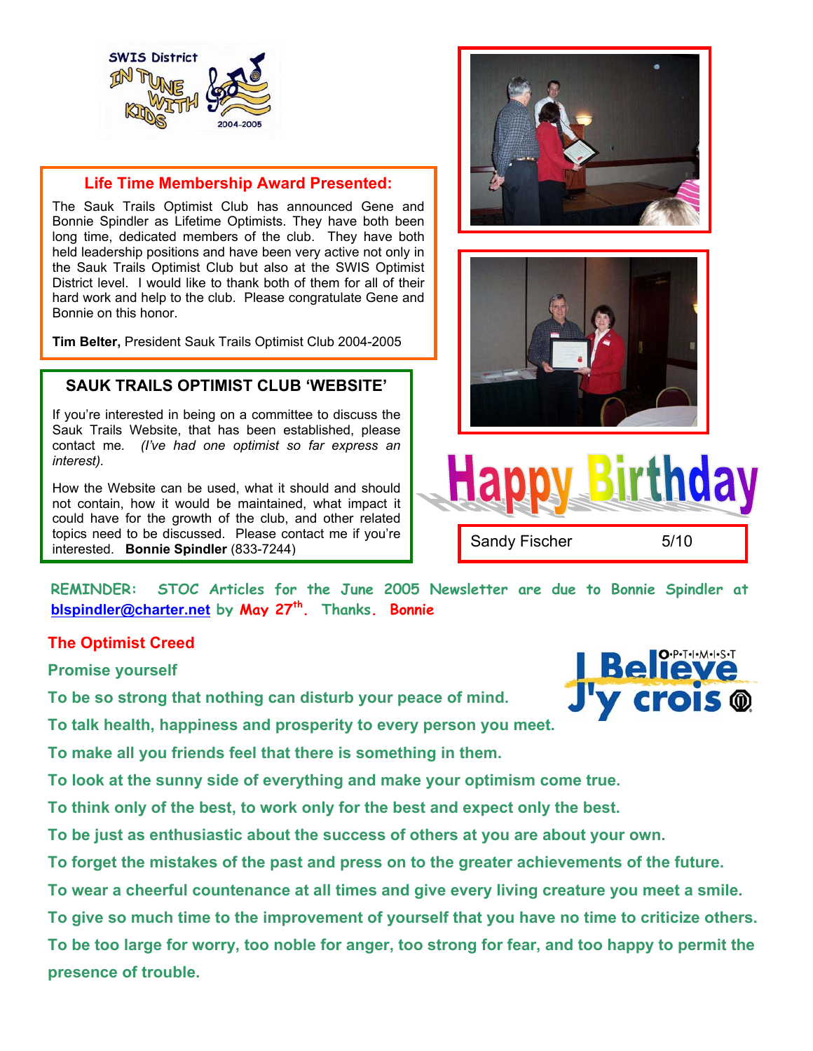SWIS District IN TUNE WITH KIDS 2004-2005

## Life Time Membership Award Presented:

The Sauk Trails Optimist Club has announced Gene and Bonnie Spindler as Lifetime Optimists. They have both been long time, dedicated members of the club. They have both held leadership positions and have been very active not only in the Sauk Trails Optimist Club but also at the SWIS Optimist District level. I would like to thank both of them for all of their hard work and help to the club. Please congratulate Gene and Bonnie on this honor.

**Tim Belter,** President Sauk Trails Optimist Club 2004-2005

## SAUK TRAILS OPTIMIST CLUB 'WEBSITE'

If you're interested in being on a committee to discuss the Sauk Trails Website, that has been established, please contact me. *(I've had one optimist so far express an interest).*

How the Website can be used, what it should and should not contain, how it would be maintained, what impact it could have for the growth of the club, and other related topics need to be discussed. Please contact me if you're interested. **Bonnie Spindler** (833-7244)

## Happy Birthday

| | |
|---|---|
| Sandy Fischer | 5/10 |

REMINDER: STOC Articles for the June 2005 Newsletter are due to Bonnie Spindler at blspindler@charter.net by May 27th. Thanks. Bonnie

## The Optimist Creed

I Believe OPTIMIST J'y crois

Promise yourself

To be so strong that nothing can disturb your peace of mind.

To talk health, happiness and prosperity to every person you meet.

To make all you friends feel that there is something in them.

To look at the sunny side of everything and make your optimism come true.

To think only of the best, to work only for the best and expect only the best.

To be just as enthusiastic about the success of others at you are about your own.

To forget the mistakes of the past and press on to the greater achievements of the future.

To wear a cheerful countenance at all times and give every living creature you meet a smile.

To give so much time to the improvement of yourself that you have no time to criticize others.

To be too large for worry, too noble for anger, too strong for fear, and too happy to permit the presence of trouble.